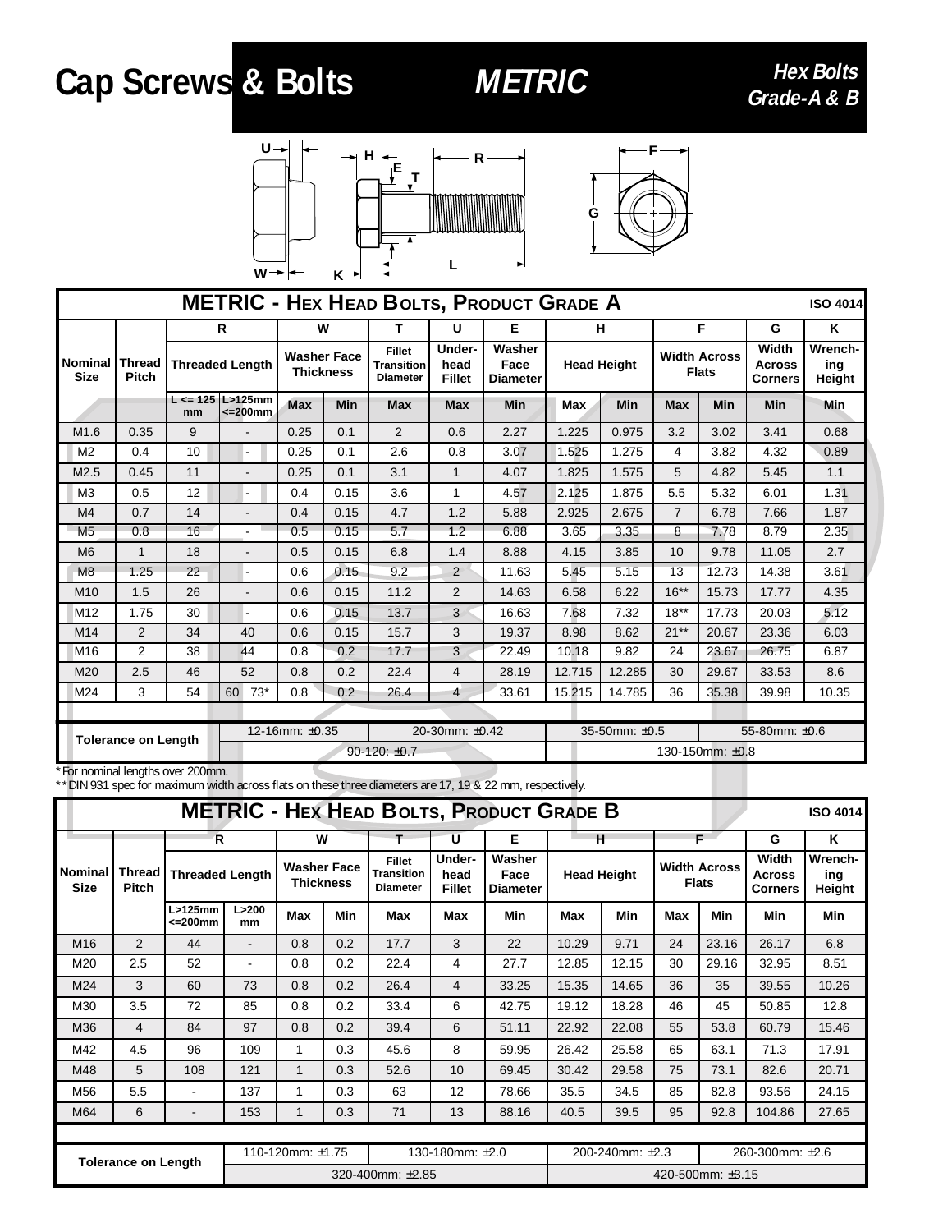# Cap Screws & Bolts

## METRIC

### Hex Bolts Grade-A & B

## METRIC - HEX HEAD BOLTS, PRODUCT GRADE A

ISO 4014

| Nominal Size | Thread Pitch | R | | W | | T | U | E | H | | F | | G | K |
|---|---|---|---|---|---|---|---|---|---|---|---|---|---|---|
| | | Threaded Length | | Washer Face Thickness | | Fillet Transition Diameter | Under-head Fillet | Washer Face Diameter | Head Height | | Width Across Flats | | Width Across Corners | Wrench-ing Height |
| | | L <= 125 mm | L>125mm <=200mm | Max | Min | Max | Max | Min | Max | Min | Max | Min | Min | Min |
| M1.6 | 0.35 | 9 | - | 0.25 | 0.1 | 2 | 0.6 | 2.27 | 1.225 | 0.975 | 3.2 | 3.02 | 3.41 | 0.68 |
| M2 | 0.4 | 10 | - | 0.25 | 0.1 | 2.6 | 0.8 | 3.07 | 1.525 | 1.275 | 4 | 3.82 | 4.32 | 0.89 |
| M2.5 | 0.45 | 11 | - | 0.25 | 0.1 | 3.1 | 1 | 4.07 | 1.825 | 1.575 | 5 | 4.82 | 5.45 | 1.1 |
| M3 | 0.5 | 12 | - | 0.4 | 0.15 | 3.6 | 1 | 4.57 | 2.125 | 1.875 | 5.5 | 5.32 | 6.01 | 1.31 |
| M4 | 0.7 | 14 | - | 0.4 | 0.15 | 4.7 | 1.2 | 5.88 | 2.925 | 2.675 | 7 | 6.78 | 7.66 | 1.87 |
| M5 | 0.8 | 16 | - | 0.5 | 0.15 | 5.7 | 1.2 | 6.88 | 3.65 | 3.35 | 8 | 7.78 | 8.79 | 2.35 |
| M6 | 1 | 18 | - | 0.5 | 0.15 | 6.8 | 1.4 | 8.88 | 4.15 | 3.85 | 10 | 9.78 | 11.05 | 2.7 |
| M8 | 1.25 | 22 | - | 0.6 | 0.15 | 9.2 | 2 | 11.63 | 5.45 | 5.15 | 13 | 12.73 | 14.38 | 3.61 |
| M10 | 1.5 | 26 | - | 0.6 | 0.15 | 11.2 | 2 | 14.63 | 6.58 | 6.22 | 16** | 15.73 | 17.77 | 4.35 |
| M12 | 1.75 | 30 | - | 0.6 | 0.15 | 13.7 | 3 | 16.63 | 7.68 | 7.32 | 18** | 17.73 | 20.03 | 5.12 |
| M14 | 2 | 34 | 40 | 0.6 | 0.15 | 15.7 | 3 | 19.37 | 8.98 | 8.62 | 21** | 20.67 | 23.36 | 6.03 |
| M16 | 2 | 38 | 44 | 0.8 | 0.2 | 17.7 | 3 | 22.49 | 10.18 | 9.82 | 24 | 23.67 | 26.75 | 6.87 |
| M20 | 2.5 | 46 | 52 | 0.8 | 0.2 | 22.4 | 4 | 28.19 | 12.715 | 12.285 | 30 | 29.67 | 33.53 | 8.6 |
| M24 | 3 | 54 | 60 73* | 0.8 | 0.2 | 26.4 | 4 | 33.61 | 15.215 | 14.785 | 36 | 35.38 | 39.98 | 10.35 |

| Tolerance on Length | | | | |
|---|---|---|---|---|
| | 12-16mm: ±0.35 | 20-30mm: ±0.42 | 35-50mm: ±0.5 | 55-80mm: ±0.6 |
| | 90-120: ±0.7 | | 130-150mm: ±0.8 | |

*For nominal lengths over 200mm.
**DIN 931 spec for maximum width across flats on these three diameters are 17, 19 & 22 mm, respectively.

## METRIC - HEX HEAD BOLTS, PRODUCT GRADE B

ISO 4014

| Nominal Size | Thread Pitch | R | | W | | T | U | E | H | | F | | G | K |
|---|---|---|---|---|---|---|---|---|---|---|---|---|---|---|
| | | Threaded Length | | Washer Face Thickness | | Fillet Transition Diameter | Under-head Fillet | Washer Face Diameter | Head Height | | Width Across Flats | | Width Across Corners | Wrench-ing Height |
| | | L>125mm <=200mm | L>200 mm | Max | Min | Max | Max | Min | Max | Min | Max | Min | Min | Min |
| M16 | 2 | 44 | - | 0.8 | 0.2 | 17.7 | 3 | 22 | 10.29 | 9.71 | 24 | 23.16 | 26.17 | 6.8 |
| M20 | 2.5 | 52 | - | 0.8 | 0.2 | 22.4 | 4 | 27.7 | 12.85 | 12.15 | 30 | 29.16 | 32.95 | 8.51 |
| M24 | 3 | 60 | 73 | 0.8 | 0.2 | 26.4 | 4 | 33.25 | 15.35 | 14.65 | 36 | 35 | 39.55 | 10.26 |
| M30 | 3.5 | 72 | 85 | 0.8 | 0.2 | 33.4 | 6 | 42.75 | 19.12 | 18.28 | 46 | 45 | 50.85 | 12.8 |
| M36 | 4 | 84 | 97 | 0.8 | 0.2 | 39.4 | 6 | 51.11 | 22.92 | 22.08 | 55 | 53.8 | 60.79 | 15.46 |
| M42 | 4.5 | 96 | 109 | 1 | 0.3 | 45.6 | 8 | 59.95 | 26.42 | 25.58 | 65 | 63.1 | 71.3 | 17.91 |
| M48 | 5 | 108 | 121 | 1 | 0.3 | 52.6 | 10 | 69.45 | 30.42 | 29.58 | 75 | 73.1 | 82.6 | 20.71 |
| M56 | 5.5 | - | 137 | 1 | 0.3 | 63 | 12 | 78.66 | 35.5 | 34.5 | 85 | 82.8 | 93.56 | 24.15 |
| M64 | 6 | - | 153 | 1 | 0.3 | 71 | 13 | 88.16 | 40.5 | 39.5 | 95 | 92.8 | 104.86 | 27.65 |

| Tolerance on Length | | | | |
|---|---|---|---|---|
| | 110-120mm: ±1.75 | 130-180mm: ±2.0 | 200-240mm: ±2.3 | 260-300mm: ±2.6 |
| | 320-400mm: ±2.85 | | 420-500mm: ±3.15 | |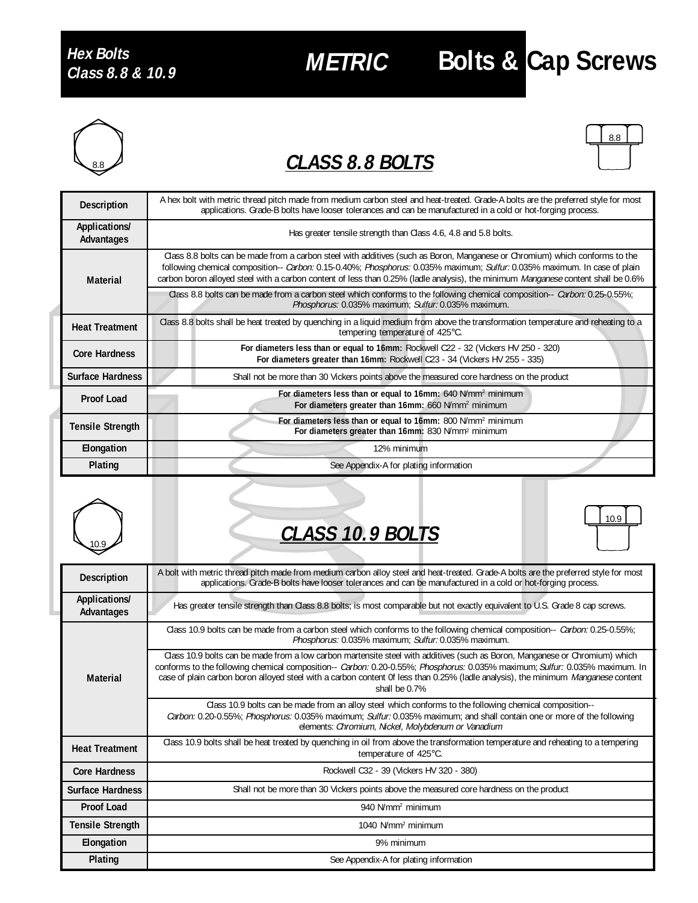**Hex Bolts**
**Class 8.8 & 10.9**

# METRIC Bolts & Cap Screws

## CLASS 8.8 BOLTS

| | |
|---|---|
| **Description** | A hex bolt with metric thread pitch made from medium carbon steel and heat-treated. Grade-A bolts are the preferred style for most applications. Grade-B bolts have looser tolerances and can be manufactured in a cold or hot-forging process. |
| **Applications/ Advantages** | Has greater tensile strength than Class 4.6, 4.8 and 5.8 bolts. |
| **Material** | Class 8.8 bolts can be made from a carbon steel with additives (such as Boron, Manganese or Chromium) which conforms to the following chemical composition-- *Carbon:* 0.15-0.40%; *Phosphorus:* 0.035% maximum; *Sulfur:* 0.035% maximum. In case of plain carbon boron alloyed steel with a carbon content of less than 0.25% (ladle analysis), the minimum *Manganese* content shall be 0.6% |
| | Class 8.8 bolts can be made from a carbon steel which conforms to the following chemical composition-- *Carbon:* 0.25-0.55%; *Phosphorus:* 0.035% maximum; *Sulfur:* 0.035% maximum. |
| **Heat Treatment** | Class 8.8 bolts shall be heat treated by quenching in a liquid medium from above the transformation temperature and reheating to a tempering temperature of 425°C. |
| **Core Hardness** | **For diameters less than or equal to 16mm:** Rockwell C22 - 32 (Vickers HV 250 - 320)<br>**For diameters greater than 16mm:** Rockwell C23 - 34 (Vickers HV 255 - 335) |
| **Surface Hardness** | Shall not be more than 30 Vickers points above the measured core hardness on the product |
| **Proof Load** | **For diameters less than or equal to 16mm:** 640 N/mm$^2$ minimum<br>**For diameters greater than 16mm:** 660 N/mm$^2$ minimum |
| **Tensile Strength** | **For diameters less than or equal to 16mm:** 800 N/mm$^2$ minimum<br>**For diameters greater than 16mm:** 830 N/mm$^2$ minimum |
| **Elongation** | 12% minimum |
| **Plating** | See Appendix-A for plating information |

## CLASS 10.9 BOLTS

| | |
|---|---|
| **Description** | A bolt with metric thread pitch made from medium carbon alloy steel and heat-treated. Grade-A bolts are the preferred style for most applications. Grade-B bolts have looser tolerances and can be manufactured in a cold or hot-forging process. |
| **Applications/ Advantages** | Has greater tensile strength than Class 8.8 bolts; is most comparable but not exactly equivalent to U.S. Grade 8 cap screws. |
| **Material** | Class 10.9 bolts can be made from a carbon steel which conforms to the following chemical composition-- *Carbon:* 0.25-0.55%; *Phosphorus:* 0.035% maximum; *Sulfur:* 0.035% maximum. |
| | Class 10.9 bolts can be made from a low carbon martensite steel with additives (such as Boron, Manganese or Chromium) which conforms to the following chemical composition-- *Carbon:* 0.20-0.55%; *Phosphorus:* 0.035% maximum; *Sulfur:* 0.035% maximum. In case of plain carbon boron alloyed steel with a carbon content 0f less than 0.25% (ladle analysis), the minimum *Manganese* content shall be 0.7% |
| | Class 10.9 bolts can be made from an alloy steel which conforms to the following chemical composition-- *Carbon:* 0.20-0.55%; *Phosphorus:* 0.035% maximum; *Sulfur:* 0.035% maximum; and shall contain one or more of the following elements: *Chromium, Nickel, Molybdenum or Vanadium* |
| **Heat Treatment** | Class 10.9 bolts shall be heat treated by quenching in oil from above the transformation temperature and reheating to a tempering temperature of 425°C. |
| **Core Hardness** | Rockwell C32 - 39 (Vickers HV 320 - 380) |
| **Surface Hardness** | Shall not be more than 30 Vickers points above the measured core hardness on the product |
| **Proof Load** | 940 N/mm$^2$ minimum |
| **Tensile Strength** | 1040 N/mm$^2$ minimum |
| **Elongation** | 9% minimum |
| **Plating** | See Appendix-A for plating information |